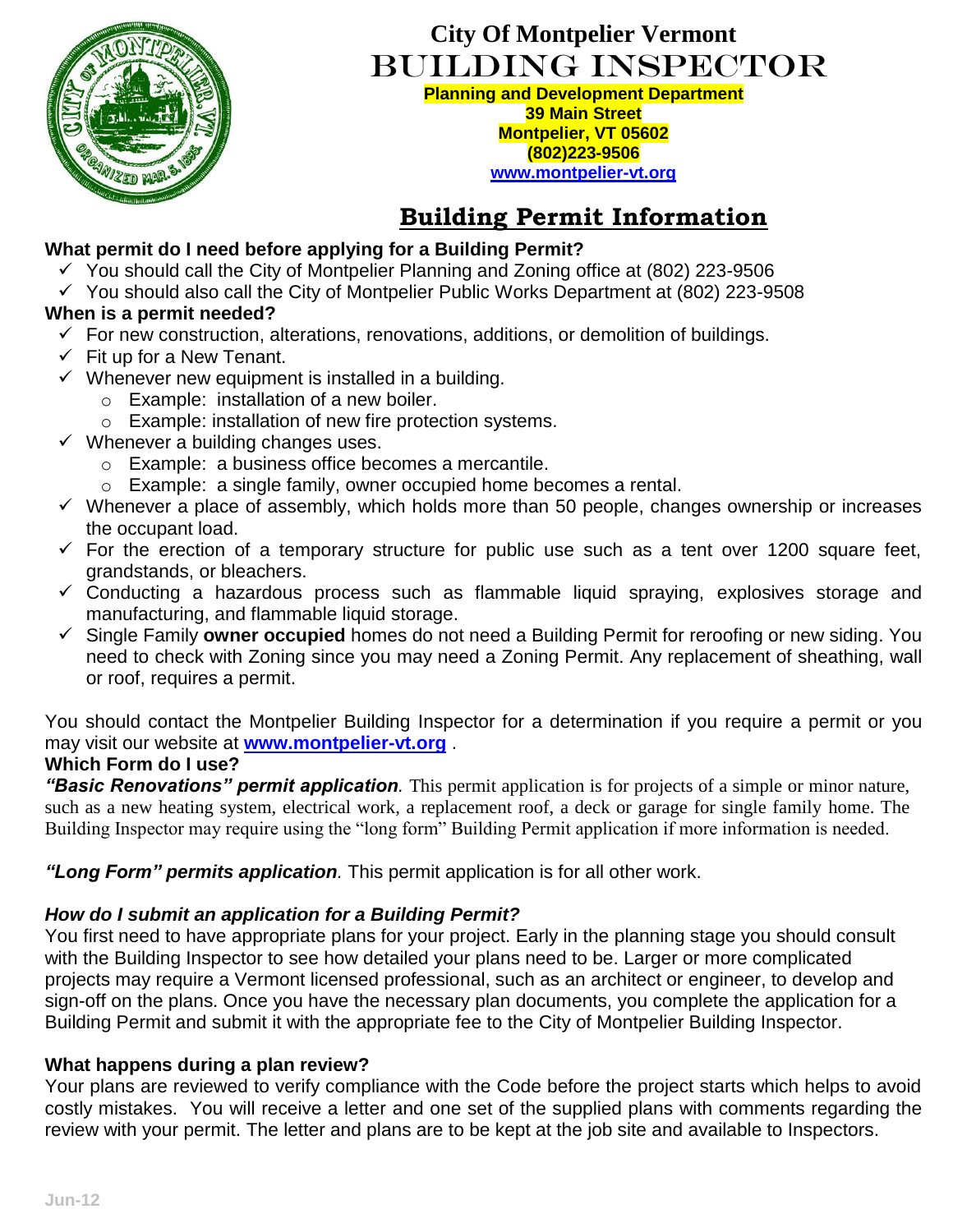# City Of Montpelier Vermont
# BUILDING INSPECTOR

**Planning and Development Department**
**39 Main Street**
**Montpelier, VT 05602**
**(802)223-9506**
**www.montpelier-vt.org**

## Building Permit Information

**What permit do I need before applying for a Building Permit?**

- ✓ You should call the City of Montpelier Planning and Zoning office at (802) 223-9506
- ✓ You should also call the City of Montpelier Public Works Department at (802) 223-9508

**When is a permit needed?**

- ✓ For new construction, alterations, renovations, additions, or demolition of buildings.
- ✓ Fit up for a New Tenant.
- ✓ Whenever new equipment is installed in a building.
  - Example: installation of a new boiler.
  - Example: installation of new fire protection systems.
- ✓ Whenever a building changes uses.
  - Example: a business office becomes a mercantile.
  - Example: a single family, owner occupied home becomes a rental.
- ✓ Whenever a place of assembly, which holds more than 50 people, changes ownership or increases the occupant load.
- ✓ For the erection of a temporary structure for public use such as a tent over 1200 square feet, grandstands, or bleachers.
- ✓ Conducting a hazardous process such as flammable liquid spraying, explosives storage and manufacturing, and flammable liquid storage.
- ✓ Single Family **owner occupied** homes do not need a Building Permit for reroofing or new siding. You need to check with Zoning since you may need a Zoning Permit. Any replacement of sheathing, wall or roof, requires a permit.

You should contact the Montpelier Building Inspector for a determination if you require a permit or you may visit our website at **www.montpelier-vt.org** .

**Which Form do I use?**

***"Basic Renovations" permit application***. This permit application is for projects of a simple or minor nature, such as a new heating system, electrical work, a replacement roof, a deck or garage for single family home. The Building Inspector may require using the "long form" Building Permit application if more information is needed.

***"Long Form" permits application***. This permit application is for all other work.

***How do I submit an application for a Building Permit?***

You first need to have appropriate plans for your project. Early in the planning stage you should consult with the Building Inspector to see how detailed your plans need to be. Larger or more complicated projects may require a Vermont licensed professional, such as an architect or engineer, to develop and sign-off on the plans. Once you have the necessary plan documents, you complete the application for a Building Permit and submit it with the appropriate fee to the City of Montpelier Building Inspector.

**What happens during a plan review?**

Your plans are reviewed to verify compliance with the Code before the project starts which helps to avoid costly mistakes. You will receive a letter and one set of the supplied plans with comments regarding the review with your permit. The letter and plans are to be kept at the job site and available to Inspectors.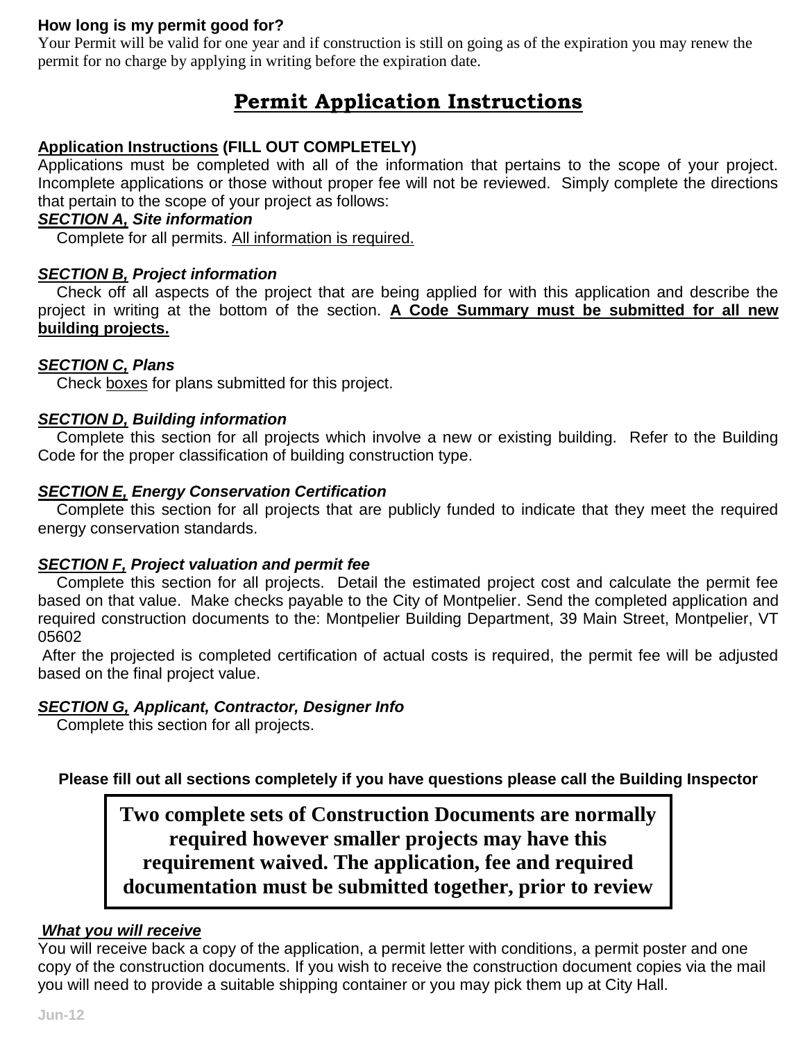**How long is my permit good for?**

Your Permit will be valid for one year and if construction is still on going as of the expiration you may renew the permit for no charge by applying in writing before the expiration date.

# Permit Application Instructions

**Application Instructions (FILL OUT COMPLETELY)**

Applications must be completed with all of the information that pertains to the scope of your project. Incomplete applications or those without proper fee will not be reviewed. Simply complete the directions that pertain to the scope of your project as follows:

***SECTION A, Site information***

Complete for all permits. All information is required.

***SECTION B, Project information***

Check off all aspects of the project that are being applied for with this application and describe the project in writing at the bottom of the section. **A Code Summary must be submitted for all new building projects.**

***SECTION C, Plans***

Check boxes for plans submitted for this project.

***SECTION D, Building information***

Complete this section for all projects which involve a new or existing building. Refer to the Building Code for the proper classification of building construction type.

***SECTION E, Energy Conservation Certification***

Complete this section for all projects that are publicly funded to indicate that they meet the required energy conservation standards.

***SECTION F, Project valuation and permit fee***

Complete this section for all projects. Detail the estimated project cost and calculate the permit fee based on that value. Make checks payable to the City of Montpelier. Send the completed application and required construction documents to the: Montpelier Building Department, 39 Main Street, Montpelier, VT 05602

After the projected is completed certification of actual costs is required, the permit fee will be adjusted based on the final project value.

***SECTION G, Applicant, Contractor, Designer Info***

Complete this section for all projects.

**Please fill out all sections completely if you have questions please call the Building Inspector**

**Two complete sets of Construction Documents are normally required however smaller projects may have this requirement waived. The application, fee and required documentation must be submitted together, prior to review**

***What you will receive***

You will receive back a copy of the application, a permit letter with conditions, a permit poster and one copy of the construction documents. If you wish to receive the construction document copies via the mail you will need to provide a suitable shipping container or you may pick them up at City Hall.

Jun-12